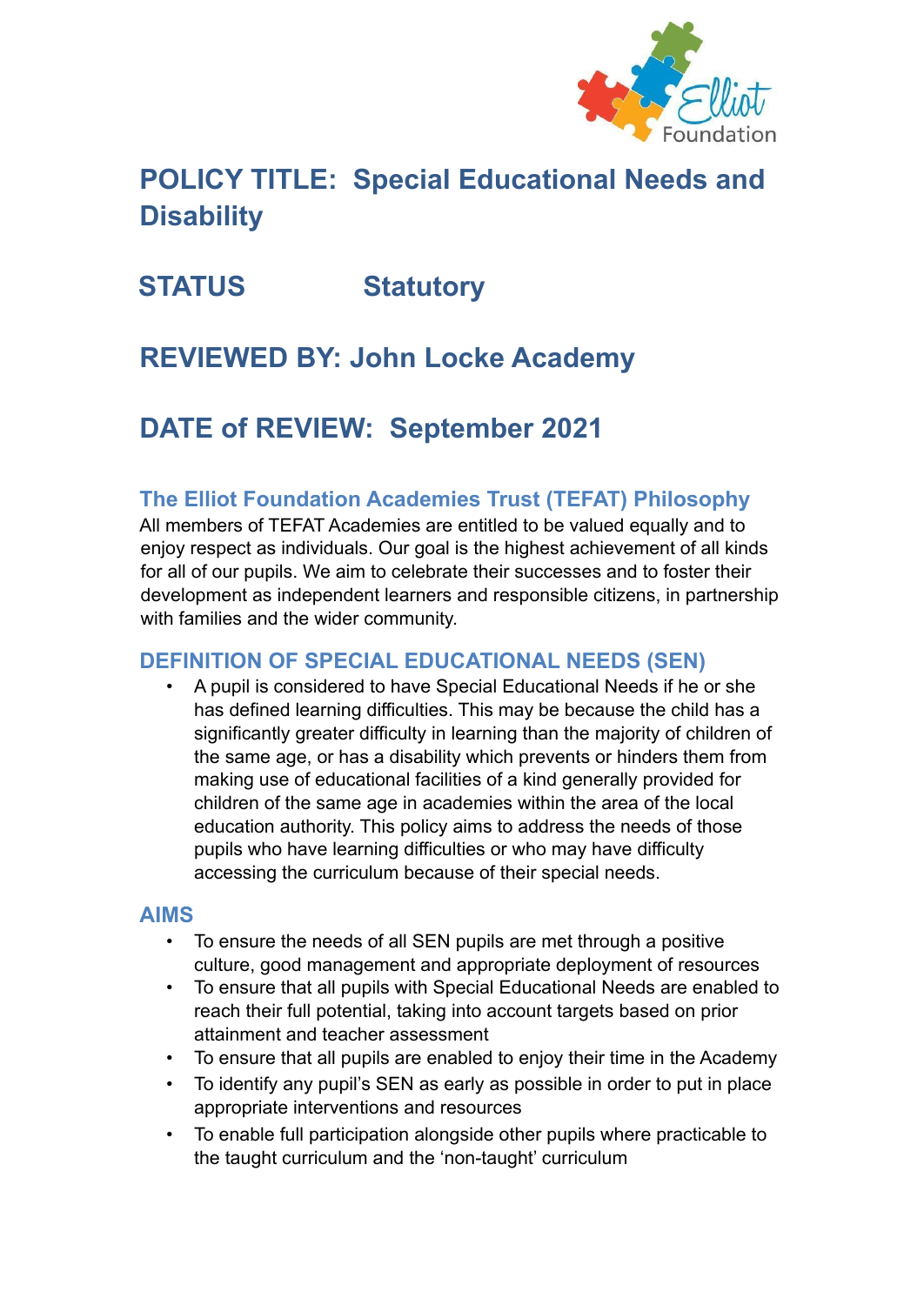# POLICY TITLE: Special Educational Needs and Disability

## STATUS Statutory

## REVIEWED BY: John Locke Academy

## DATE of REVIEW: September 2021

### The Elliot Foundation Academies Trust (TEFAT) Philosophy

All members of TEFAT Academies are entitled to be valued equally and to enjoy respect as individuals. Our goal is the highest achievement of all kinds for all of our pupils. We aim to celebrate their successes and to foster their development as independent learners and responsible citizens, in partnership with families and the wider community.

### DEFINITION OF SPECIAL EDUCATIONAL NEEDS (SEN)

- A pupil is considered to have Special Educational Needs if he or she has defined learning difficulties. This may be because the child has a significantly greater difficulty in learning than the majority of children of the same age, or has a disability which prevents or hinders them from making use of educational facilities of a kind generally provided for children of the same age in academies within the area of the local education authority. This policy aims to address the needs of those pupils who have learning difficulties or who may have difficulty accessing the curriculum because of their special needs.

### AIMS

- To ensure the needs of all SEN pupils are met through a positive culture, good management and appropriate deployment of resources
- To ensure that all pupils with Special Educational Needs are enabled to reach their full potential, taking into account targets based on prior attainment and teacher assessment
- To ensure that all pupils are enabled to enjoy their time in the Academy
- To identify any pupil's SEN as early as possible in order to put in place appropriate interventions and resources
- To enable full participation alongside other pupils where practicable to the taught curriculum and the 'non-taught' curriculum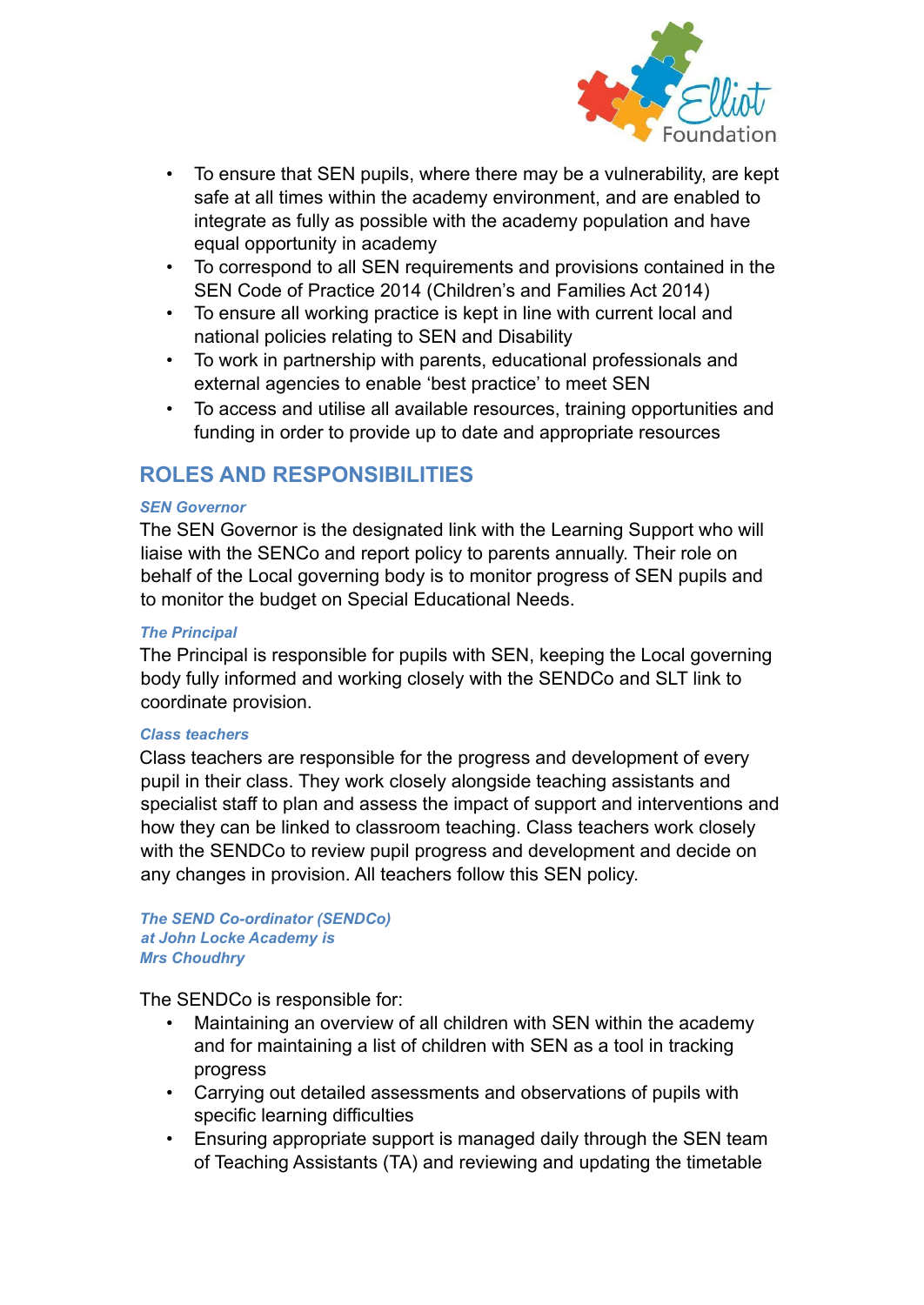- To ensure that SEN pupils, where there may be a vulnerability, are kept safe at all times within the academy environment, and are enabled to integrate as fully as possible with the academy population and have equal opportunity in academy
- To correspond to all SEN requirements and provisions contained in the SEN Code of Practice 2014 (Children's and Families Act 2014)
- To ensure all working practice is kept in line with current local and national policies relating to SEN and Disability
- To work in partnership with parents, educational professionals and external agencies to enable 'best practice' to meet SEN
- To access and utilise all available resources, training opportunities and funding in order to provide up to date and appropriate resources

## ROLES AND RESPONSIBILITIES

***SEN Governor***

The SEN Governor is the designated link with the Learning Support who will liaise with the SENCo and report policy to parents annually. Their role on behalf of the Local governing body is to monitor progress of SEN pupils and to monitor the budget on Special Educational Needs.

***The Principal***

The Principal is responsible for pupils with SEN, keeping the Local governing body fully informed and working closely with the SENDCo and SLT link to coordinate provision.

***Class teachers***

Class teachers are responsible for the progress and development of every pupil in their class. They work closely alongside teaching assistants and specialist staff to plan and assess the impact of support and interventions and how they can be linked to classroom teaching. Class teachers work closely with the SENDCo to review pupil progress and development and decide on any changes in provision. All teachers follow this SEN policy.

***The SEND Co-ordinator (SENDCo) at John Locke Academy is Mrs Choudhry***

The SENDCo is responsible for:

- Maintaining an overview of all children with SEN within the academy and for maintaining a list of children with SEN as a tool in tracking progress
- Carrying out detailed assessments and observations of pupils with specific learning difficulties
- Ensuring appropriate support is managed daily through the SEN team of Teaching Assistants (TA) and reviewing and updating the timetable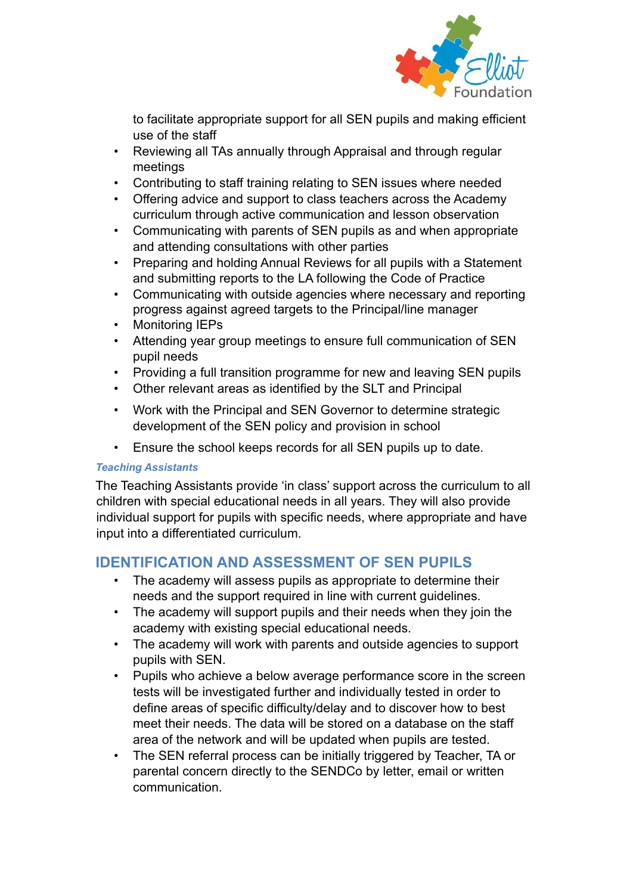to facilitate appropriate support for all SEN pupils and making efficient use of the staff

- Reviewing all TAs annually through Appraisal and through regular meetings
- Contributing to staff training relating to SEN issues where needed
- Offering advice and support to class teachers across the Academy curriculum through active communication and lesson observation
- Communicating with parents of SEN pupils as and when appropriate and attending consultations with other parties
- Preparing and holding Annual Reviews for all pupils with a Statement and submitting reports to the LA following the Code of Practice
- Communicating with outside agencies where necessary and reporting progress against agreed targets to the Principal/line manager
- Monitoring IEPs
- Attending year group meetings to ensure full communication of SEN pupil needs
- Providing a full transition programme for new and leaving SEN pupils
- Other relevant areas as identified by the SLT and Principal
- Work with the Principal and SEN Governor to determine strategic development of the SEN policy and provision in school
- Ensure the school keeps records for all SEN pupils up to date.

***Teaching Assistants***

The Teaching Assistants provide 'in class' support across the curriculum to all children with special educational needs in all years. They will also provide individual support for pupils with specific needs, where appropriate and have input into a differentiated curriculum.

## IDENTIFICATION AND ASSESSMENT OF SEN PUPILS

- The academy will assess pupils as appropriate to determine their needs and the support required in line with current guidelines.
- The academy will support pupils and their needs when they join the academy with existing special educational needs.
- The academy will work with parents and outside agencies to support pupils with SEN.
- Pupils who achieve a below average performance score in the screen tests will be investigated further and individually tested in order to define areas of specific difficulty/delay and to discover how to best meet their needs. The data will be stored on a database on the staff area of the network and will be updated when pupils are tested.
- The SEN referral process can be initially triggered by Teacher, TA or parental concern directly to the SENDCo by letter, email or written communication.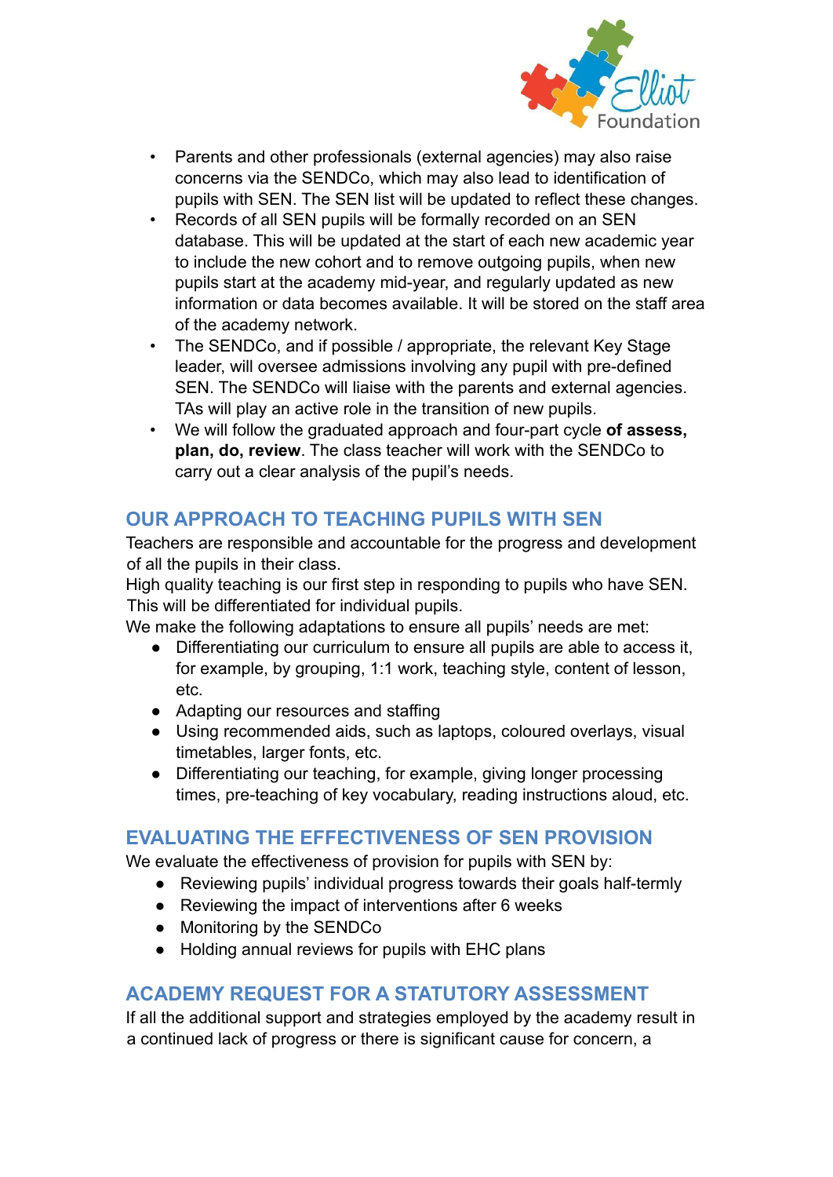- Parents and other professionals (external agencies) may also raise concerns via the SENDCo, which may also lead to identification of pupils with SEN. The SEN list will be updated to reflect these changes.
- Records of all SEN pupils will be formally recorded on an SEN database. This will be updated at the start of each new academic year to include the new cohort and to remove outgoing pupils, when new pupils start at the academy mid-year, and regularly updated as new information or data becomes available. It will be stored on the staff area of the academy network.
- The SENDCo, and if possible / appropriate, the relevant Key Stage leader, will oversee admissions involving any pupil with pre-defined SEN. The SENDCo will liaise with the parents and external agencies. TAs will play an active role in the transition of new pupils.
- We will follow the graduated approach and four-part cycle **of assess, plan, do, review**. The class teacher will work with the SENDCo to carry out a clear analysis of the pupil's needs.

## OUR APPROACH TO TEACHING PUPILS WITH SEN

Teachers are responsible and accountable for the progress and development of all the pupils in their class.

High quality teaching is our first step in responding to pupils who have SEN. This will be differentiated for individual pupils.

We make the following adaptations to ensure all pupils' needs are met:

- Differentiating our curriculum to ensure all pupils are able to access it, for example, by grouping, 1:1 work, teaching style, content of lesson, etc.
- Adapting our resources and staffing
- Using recommended aids, such as laptops, coloured overlays, visual timetables, larger fonts, etc.
- Differentiating our teaching, for example, giving longer processing times, pre-teaching of key vocabulary, reading instructions aloud, etc.

## EVALUATING THE EFFECTIVENESS OF SEN PROVISION

We evaluate the effectiveness of provision for pupils with SEN by:

- Reviewing pupils' individual progress towards their goals half-termly
- Reviewing the impact of interventions after 6 weeks
- Monitoring by the SENDCo
- Holding annual reviews for pupils with EHC plans

## ACADEMY REQUEST FOR A STATUTORY ASSESSMENT

If all the additional support and strategies employed by the academy result in a continued lack of progress or there is significant cause for concern, a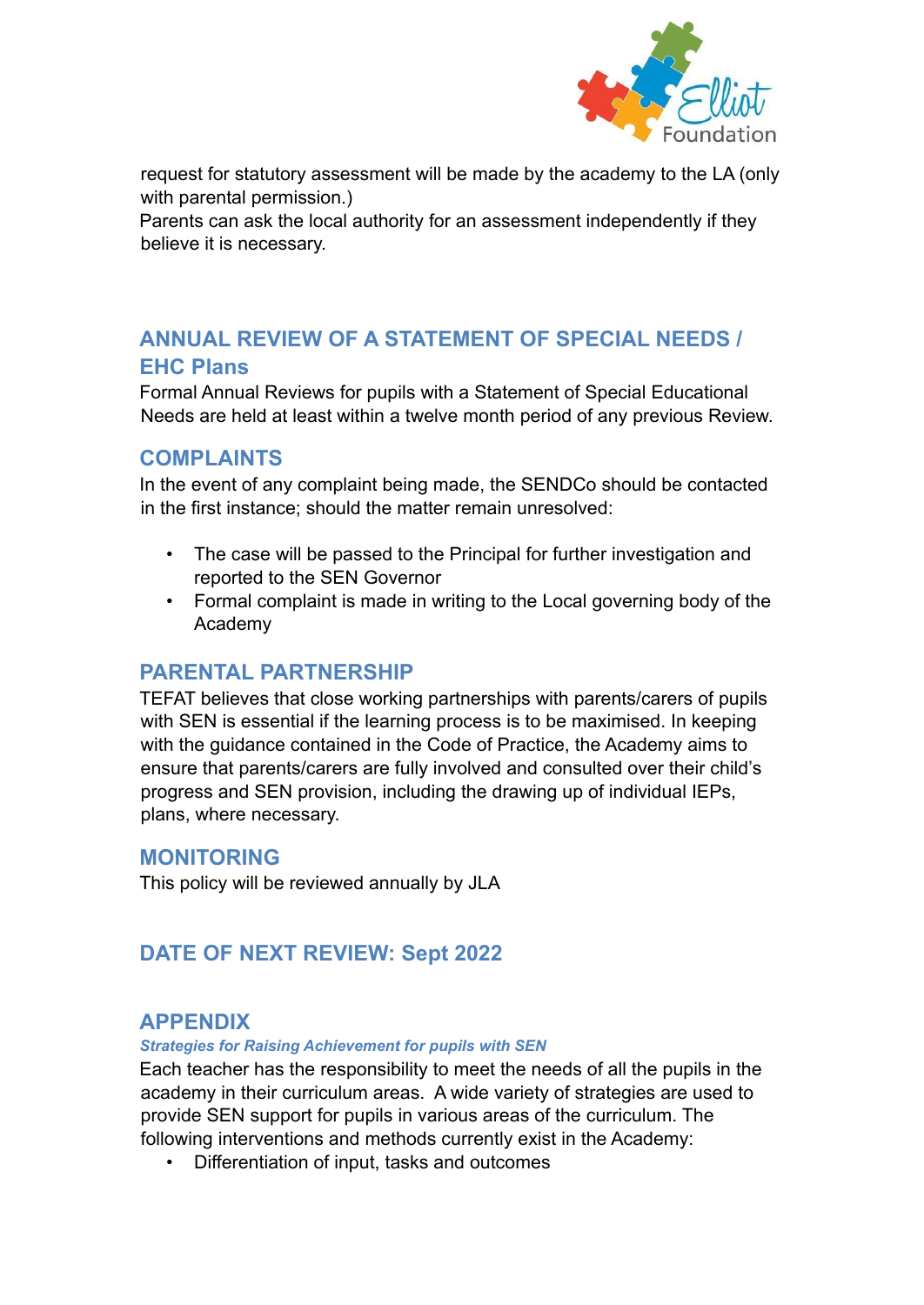request for statutory assessment will be made by the academy to the LA (only with parental permission.)
Parents can ask the local authority for an assessment independently if they believe it is necessary.

## ANNUAL REVIEW OF A STATEMENT OF SPECIAL NEEDS / EHC Plans

Formal Annual Reviews for pupils with a Statement of Special Educational Needs are held at least within a twelve month period of any previous Review.

## COMPLAINTS

In the event of any complaint being made, the SENDCo should be contacted in the first instance; should the matter remain unresolved:

- The case will be passed to the Principal for further investigation and reported to the SEN Governor
- Formal complaint is made in writing to the Local governing body of the Academy

## PARENTAL PARTNERSHIP

TEFAT believes that close working partnerships with parents/carers of pupils with SEN is essential if the learning process is to be maximised. In keeping with the guidance contained in the Code of Practice, the Academy aims to ensure that parents/carers are fully involved and consulted over their child's progress and SEN provision, including the drawing up of individual IEPs, plans, where necessary.

## MONITORING

This policy will be reviewed annually by JLA

## DATE OF NEXT REVIEW: Sept 2022

## APPENDIX

***Strategies for Raising Achievement for pupils with SEN***

Each teacher has the responsibility to meet the needs of all the pupils in the academy in their curriculum areas. A wide variety of strategies are used to provide SEN support for pupils in various areas of the curriculum. The following interventions and methods currently exist in the Academy:

- Differentiation of input, tasks and outcomes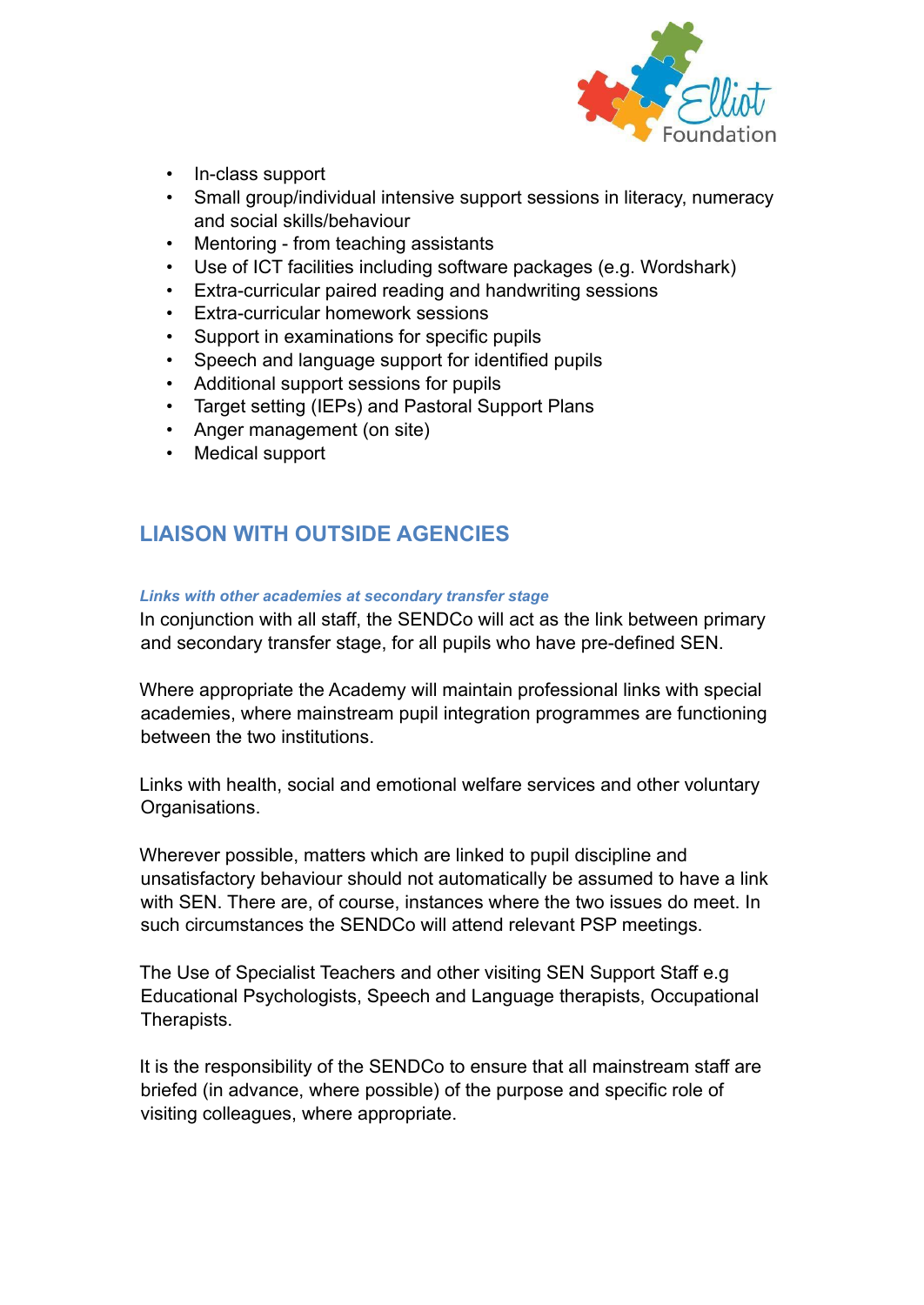- In-class support
- Small group/individual intensive support sessions in literacy, numeracy and social skills/behaviour
- Mentoring - from teaching assistants
- Use of ICT facilities including software packages (e.g. Wordshark)
- Extra-curricular paired reading and handwriting sessions
- Extra-curricular homework sessions
- Support in examinations for specific pupils
- Speech and language support for identified pupils
- Additional support sessions for pupils
- Target setting (IEPs) and Pastoral Support Plans
- Anger management (on site)
- Medical support

## LIAISON WITH OUTSIDE AGENCIES

***Links with other academies at secondary transfer stage***

In conjunction with all staff, the SENDCo will act as the link between primary and secondary transfer stage, for all pupils who have pre-defined SEN.

Where appropriate the Academy will maintain professional links with special academies, where mainstream pupil integration programmes are functioning between the two institutions.

Links with health, social and emotional welfare services and other voluntary Organisations.

Wherever possible, matters which are linked to pupil discipline and unsatisfactory behaviour should not automatically be assumed to have a link with SEN. There are, of course, instances where the two issues do meet. In such circumstances the SENDCo will attend relevant PSP meetings.

The Use of Specialist Teachers and other visiting SEN Support Staff e.g Educational Psychologists, Speech and Language therapists, Occupational Therapists.

It is the responsibility of the SENDCo to ensure that all mainstream staff are briefed (in advance, where possible) of the purpose and specific role of visiting colleagues, where appropriate.